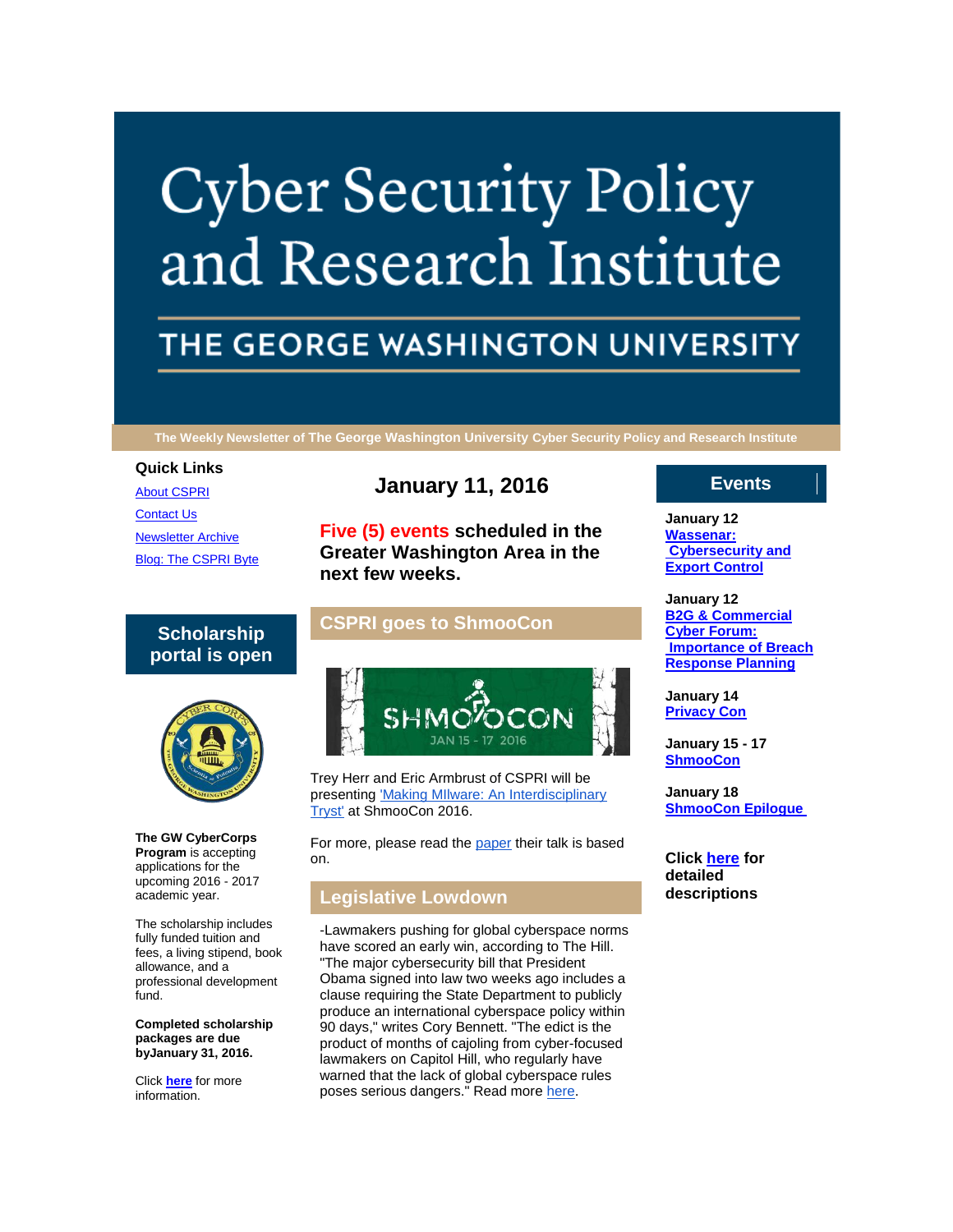# Cyber Security Policy and Research Institute

## THE GEORGE WASHINGTON UNIVERSITY

The Weekly Newsletter of The George Washington University Cyber Security Policy and Research Institute

### Quick Links

[About CSPRI](#)

[Contact Us](#)

[Newsletter Archive](#)

[Blog: The CSPRI Byte](#)

## January 11, 2016

**Five (5) events scheduled in the Greater Washington Area in the next few weeks.**

### Events

**January 12**
**[Wassenar: Cybersecurity and Export Control](#)**

**January 12**
**[B2G & Commercial Cyber Forum: Importance of Breach Response Planning](#)**

**January 14**
**[Privacy Con](#)**

**January 15 - 17**
**[ShmooCon](#)**

**January 18**
**[ShmooCon Epilogue](#)**

**Click [here](#) for detailed descriptions**

### Scholarship portal is open

**The GW CyberCorps Program** is accepting applications for the upcoming 2016 - 2017 academic year.

The scholarship includes fully funded tuition and fees, a living stipend, book allowance, and a professional development fund.

**Completed scholarship packages are due byJanuary 31, 2016.**

Click **[here](#)** for more information.

### CSPRI goes to ShmooCon

Trey Herr and Eric Armbrust of CSPRI will be presenting ['Making MIlware: An Interdisciplinary Tryst'](#) at ShmooCon 2016.

For more, please read the [paper](#) their talk is based on.

### Legislative Lowdown

-Lawmakers pushing for global cyberspace norms have scored an early win, according to The Hill. "The major cybersecurity bill that President Obama signed into law two weeks ago includes a clause requiring the State Department to publicly produce an international cyberspace policy within 90 days," writes Cory Bennett. "The edict is the product of months of cajoling from cyber-focused lawmakers on Capitol Hill, who regularly have warned that the lack of global cyberspace rules poses serious dangers." Read more [here](#).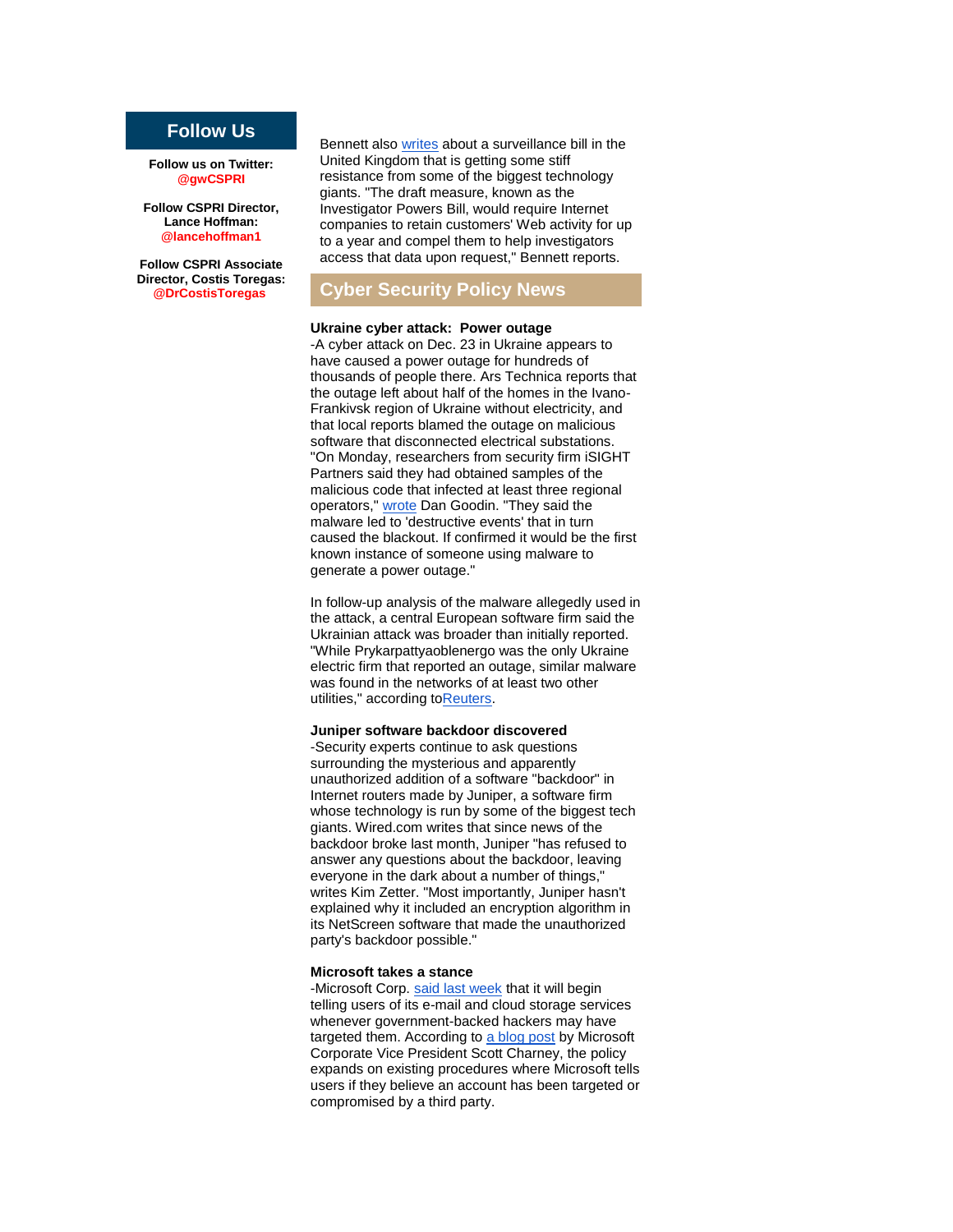## Follow Us

**Follow us on Twitter:** **@gwCSPRI**

**Follow CSPRI Director, Lance Hoffman:** **@lancehoffman1**

**Follow CSPRI Associate Director, Costis Toregas:** **@DrCostisToregas**

Bennett also writes about a surveillance bill in the United Kingdom that is getting some stiff resistance from some of the biggest technology giants. "The draft measure, known as the Investigator Powers Bill, would require Internet companies to retain customers' Web activity for up to a year and compel them to help investigators access that data upon request," Bennett reports.

## Cyber Security Policy News

**Ukraine cyber attack: Power outage**

-A cyber attack on Dec. 23 in Ukraine appears to have caused a power outage for hundreds of thousands of people there. Ars Technica reports that the outage left about half of the homes in the Ivano-Frankivsk region of Ukraine without electricity, and that local reports blamed the outage on malicious software that disconnected electrical substations. "On Monday, researchers from security firm iSIGHT Partners said they had obtained samples of the malicious code that infected at least three regional operators," wrote Dan Goodin. "They said the malware led to 'destructive events' that in turn caused the blackout. If confirmed it would be the first known instance of someone using malware to generate a power outage."

In follow-up analysis of the malware allegedly used in the attack, a central European software firm said the Ukrainian attack was broader than initially reported. "While Prykarpattyaoblenergo was the only Ukraine electric firm that reported an outage, similar malware was found in the networks of at least two other utilities," according toReuters.

**Juniper software backdoor discovered**

-Security experts continue to ask questions surrounding the mysterious and apparently unauthorized addition of a software "backdoor" in Internet routers made by Juniper, a software firm whose technology is run by some of the biggest tech giants. Wired.com writes that since news of the backdoor broke last month, Juniper "has refused to answer any questions about the backdoor, leaving everyone in the dark about a number of things," writes Kim Zetter. "Most importantly, Juniper hasn't explained why it included an encryption algorithm in its NetScreen software that made the unauthorized party's backdoor possible."

**Microsoft takes a stance**

-Microsoft Corp. said last week that it will begin telling users of its e-mail and cloud storage services whenever government-backed hackers may have targeted them. According to a blog post by Microsoft Corporate Vice President Scott Charney, the policy expands on existing procedures where Microsoft tells users if they believe an account has been targeted or compromised by a third party.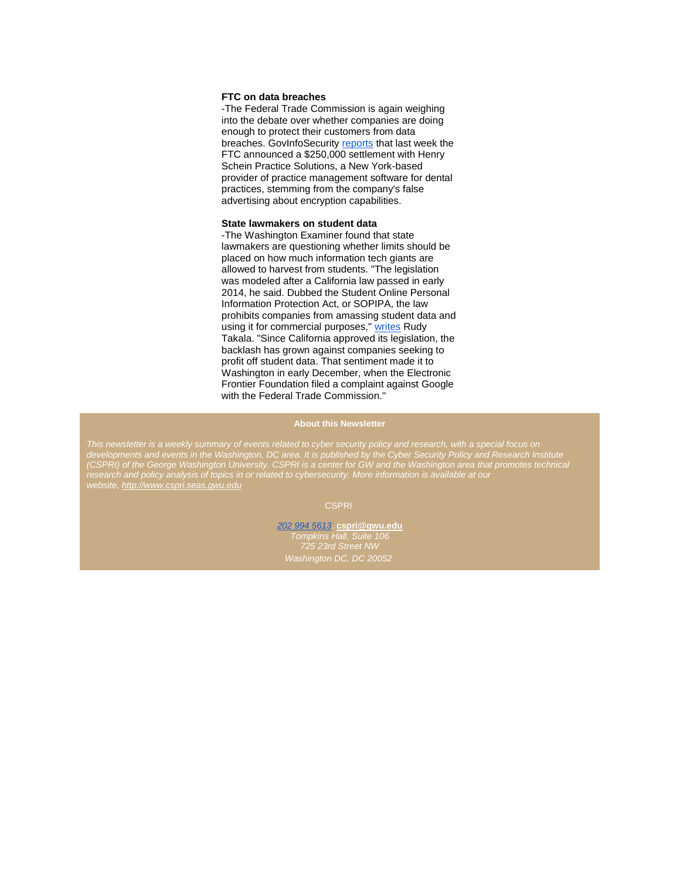**FTC on data breaches**

-The Federal Trade Commission is again weighing into the debate over whether companies are doing enough to protect their customers from data breaches. GovInfoSecurity [reports](#) that last week the FTC announced a $250,000 settlement with Henry Schein Practice Solutions, a New York-based provider of practice management software for dental practices, stemming from the company's false advertising about encryption capabilities.

**State lawmakers on student data**

-The Washington Examiner found that state lawmakers are questioning whether limits should be placed on how much information tech giants are allowed to harvest from students. "The legislation was modeled after a California law passed in early 2014, he said. Dubbed the Student Online Personal Information Protection Act, or SOPIPA, the law prohibits companies from amassing student data and using it for commercial purposes," [writes](#) Rudy Takala. "Since California approved its legislation, the backlash has grown against companies seeking to profit off student data. That sentiment made it to Washington in early December, when the Electronic Frontier Foundation filed a complaint against Google with the Federal Trade Commission."

**About this Newsletter**

*This newsletter is a weekly summary of events related to cyber security policy and research, with a special focus on developments and events in the Washington, DC area. It is published by the Cyber Security Policy and Research Institute (CSPRI) of the George Washington University. CSPRI is a center for GW and the Washington area that promotes technical research and policy analysis of topics in or related to cybersecurity. More information is available at our website, [http://www.cspri.seas.gwu.edu](http://www.cspri.seas.gwu.edu)*

CSPRI

*202 994 5613*; **cspri@gwu.edu**
*Tompkins Hall, Suite 106*
*725 23rd Street NW*
*Washington DC, DC 20052*